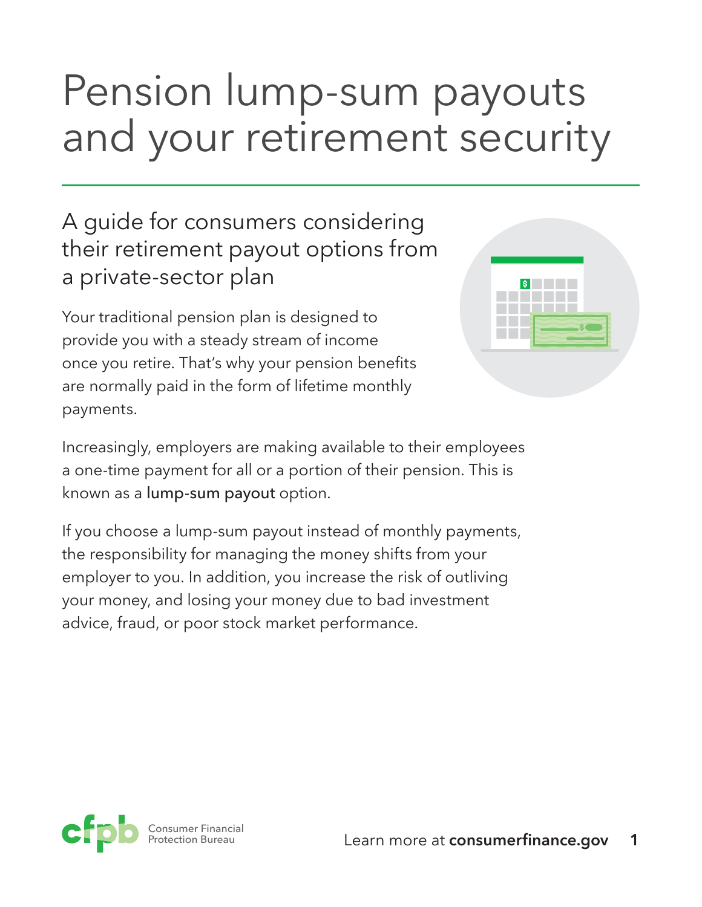# Pension lump-sum payouts and your retirement security

## A guide for consumers considering their retirement payout options from a private-sector plan

Your traditional pension plan is designed to provide you with a steady stream of income once you retire. That's why your pension benefits are normally paid in the form of lifetime monthly payments.

Increasingly, employers are making available to their employees a one-time payment for all or a portion of their pension. This is known as a lump-sum payout option.

If you choose a lump-sum payout instead of monthly payments, the responsibility for managing the money shifts from your employer to you. In addition, you increase the risk of outliving your money, and losing your money due to bad investment advice, fraud, or poor stock market performance.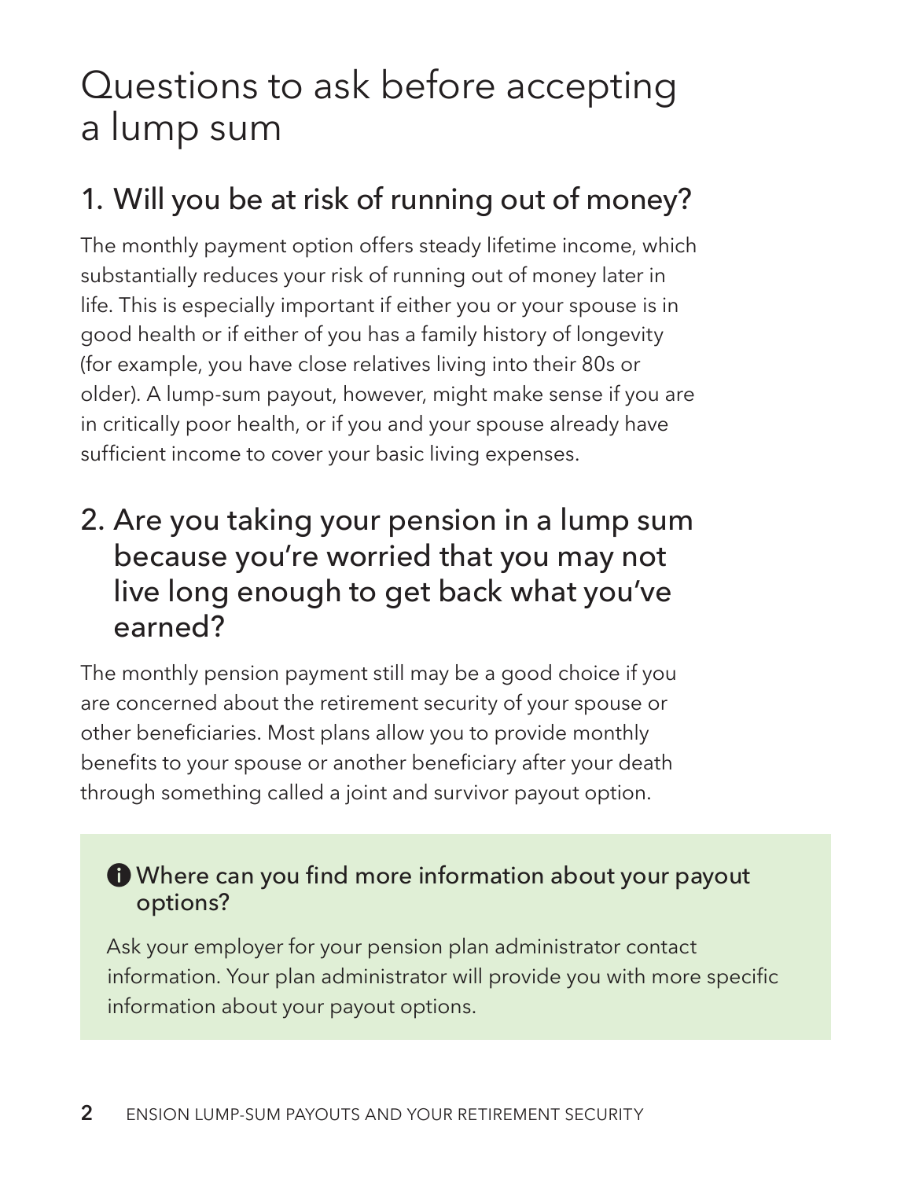# Questions to ask before accepting a lump sum

## 1. Will you be at risk of running out of money?

The monthly payment option offers steady lifetime income, which substantially reduces your risk of running out of money later in life. This is especially important if either you or your spouse is in good health or if either of you has a family history of longevity (for example, you have close relatives living into their 80s or older). A lump-sum payout, however, might make sense if you are in critically poor health, or if you and your spouse already have sufficient income to cover your basic living expenses.

## 2. Are you taking your pension in a lump sum because you're worried that you may not live long enough to get back what you've earned?

The monthly pension payment still may be a good choice if you are concerned about the retirement security of your spouse or other beneficiaries. Most plans allow you to provide monthly benefits to your spouse or another beneficiary after your death through something called a joint and survivor payout option.

> **Where can you find more information about your payout options?**
>
> Ask your employer for your pension plan administrator contact information. Your plan administrator will provide you with more specific information about your payout options.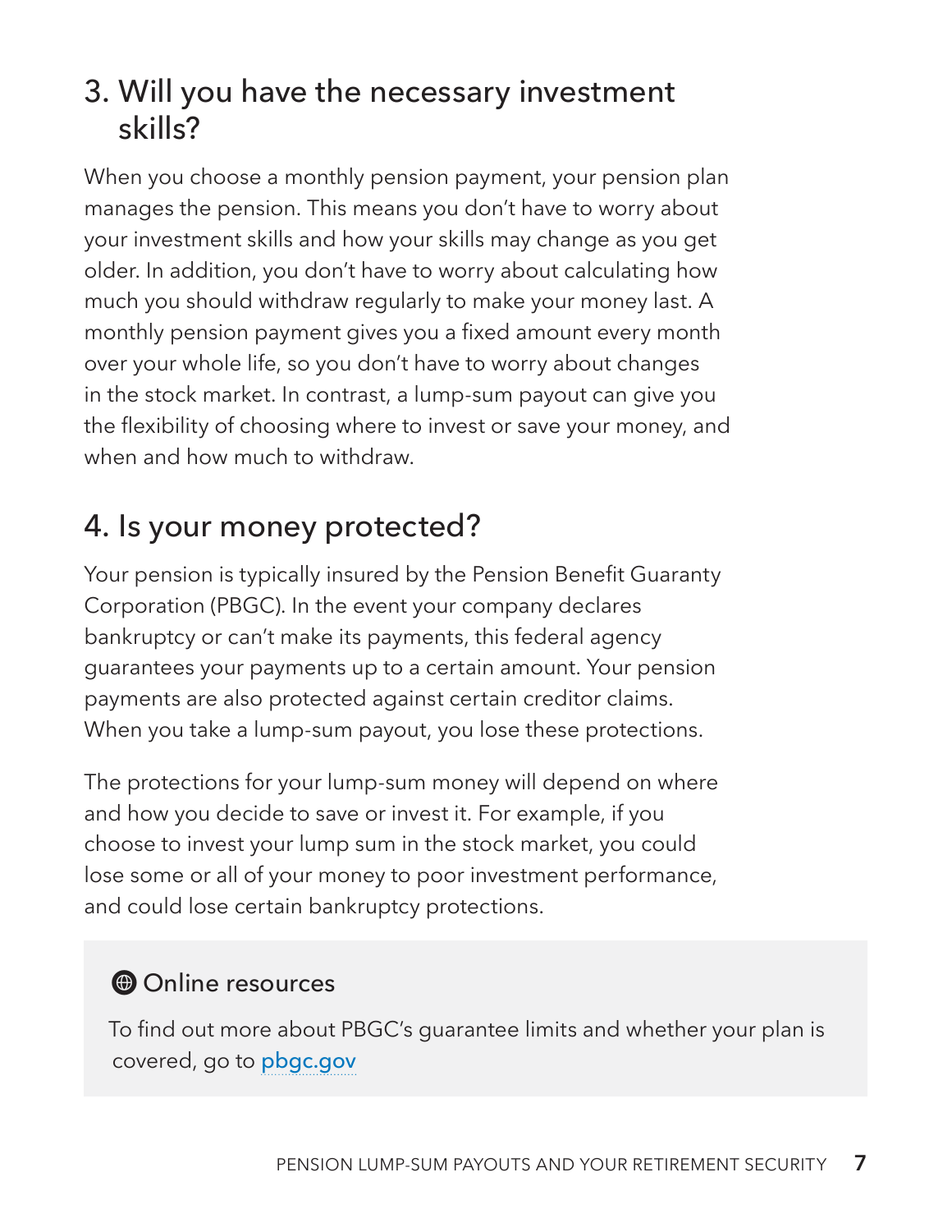## 3. Will you have the necessary investment skills?

When you choose a monthly pension payment, your pension plan manages the pension. This means you don't have to worry about your investment skills and how your skills may change as you get older. In addition, you don't have to worry about calculating how much you should withdraw regularly to make your money last. A monthly pension payment gives you a fixed amount every month over your whole life, so you don't have to worry about changes in the stock market. In contrast, a lump-sum payout can give you the flexibility of choosing where to invest or save your money, and when and how much to withdraw.

## 4. Is your money protected?

Your pension is typically insured by the Pension Benefit Guaranty Corporation (PBGC). In the event your company declares bankruptcy or can't make its payments, this federal agency guarantees your payments up to a certain amount. Your pension payments are also protected against certain creditor claims. When you take a lump-sum payout, you lose these protections.

The protections for your lump-sum money will depend on where and how you decide to save or invest it. For example, if you choose to invest your lump sum in the stock market, you could lose some or all of your money to poor investment performance, and could lose certain bankruptcy protections.

> **Online resources**
>
> To find out more about PBGC's guarantee limits and whether your plan is covered, go to [pbgc.gov](https://pbgc.gov)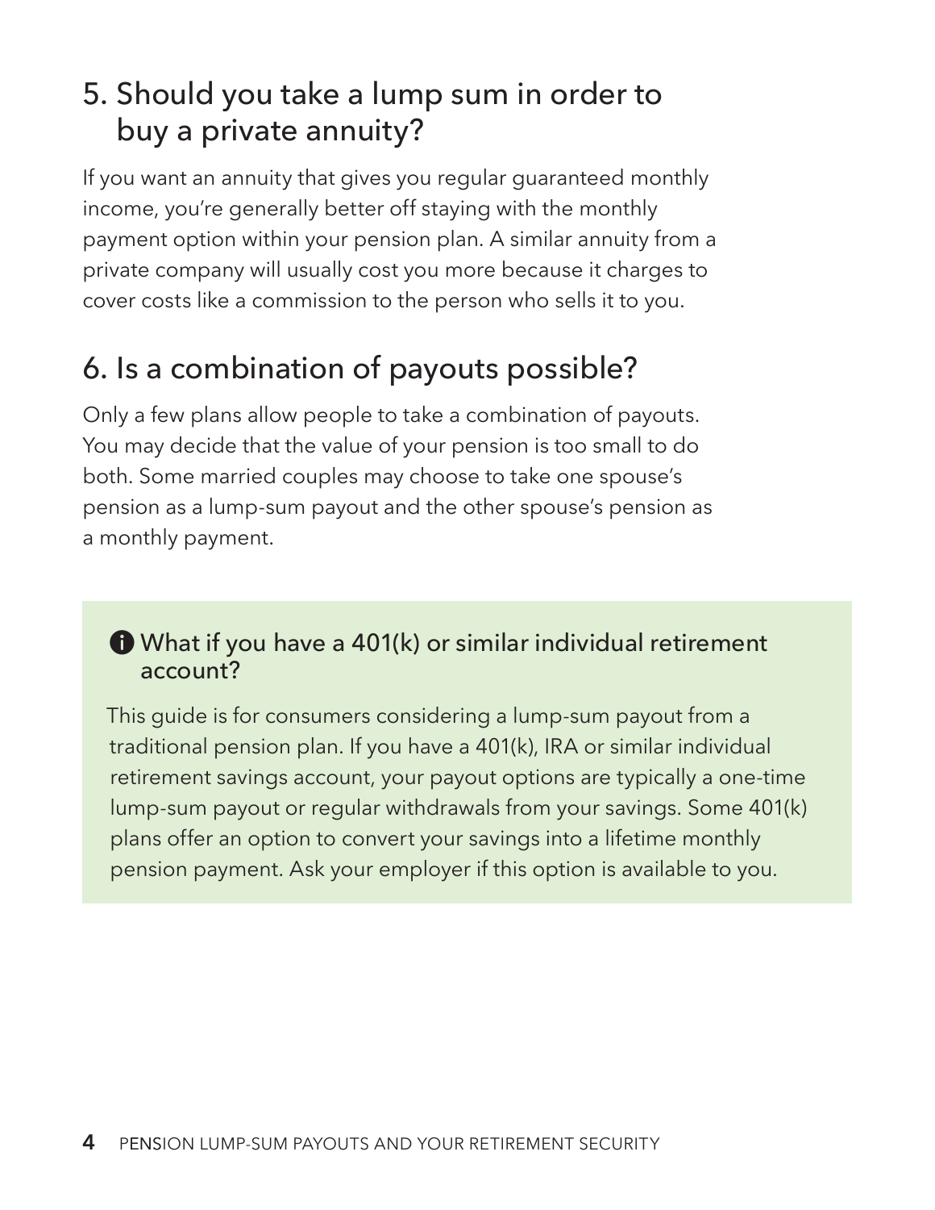## 5. Should you take a lump sum in order to buy a private annuity?

If you want an annuity that gives you regular guaranteed monthly income, you're generally better off staying with the monthly payment option within your pension plan. A similar annuity from a private company will usually cost you more because it charges to cover costs like a commission to the person who sells it to you.

## 6. Is a combination of payouts possible?

Only a few plans allow people to take a combination of payouts. You may decide that the value of your pension is too small to do both. Some married couples may choose to take one spouse's pension as a lump-sum payout and the other spouse's pension as a monthly payment.

### What if you have a 401(k) or similar individual retirement account?

This guide is for consumers considering a lump-sum payout from a traditional pension plan. If you have a 401(k), IRA or similar individual retirement savings account, your payout options are typically a one-time lump-sum payout or regular withdrawals from your savings. Some 401(k) plans offer an option to convert your savings into a lifetime monthly pension payment. Ask your employer if this option is available to you.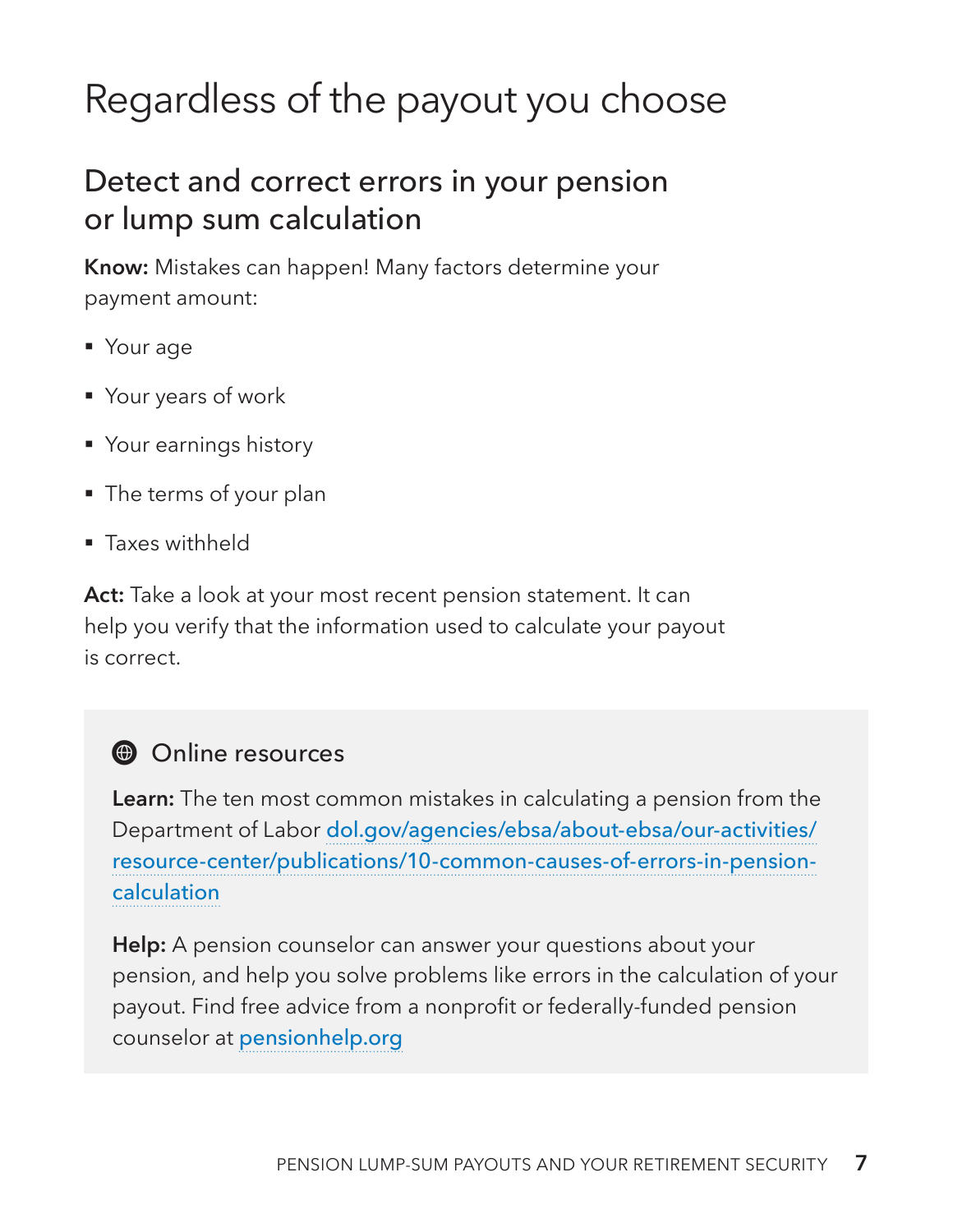# Regardless of the payout you choose

## Detect and correct errors in your pension or lump sum calculation

**Know:** Mistakes can happen! Many factors determine your payment amount:

- Your age
- Your years of work
- Your earnings history
- The terms of your plan
- Taxes withheld

**Act:** Take a look at your most recent pension statement. It can help you verify that the information used to calculate your payout is correct.

### Online resources

**Learn:** The ten most common mistakes in calculating a pension from the Department of Labor dol.gov/agencies/ebsa/about-ebsa/our-activities/resource-center/publications/10-common-causes-of-errors-in-pension-calculation

**Help:** A pension counselor can answer your questions about your pension, and help you solve problems like errors in the calculation of your payout. Find free advice from a nonprofit or federally-funded pension counselor at pensionhelp.org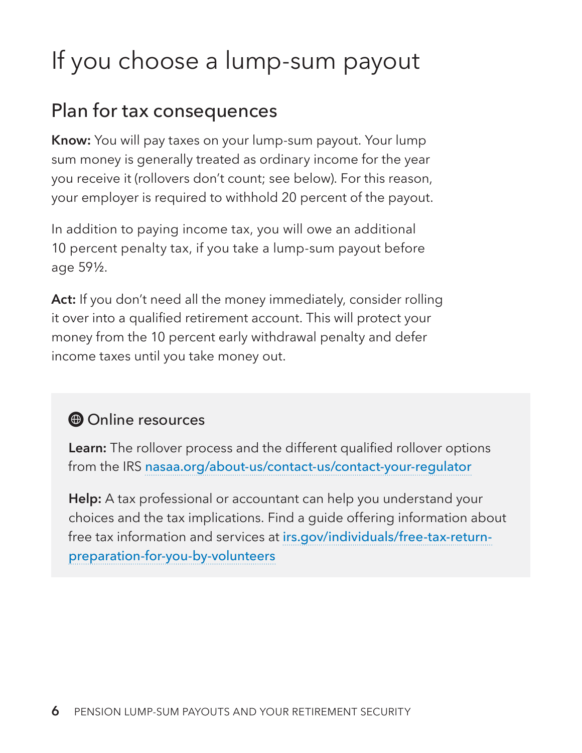# If you choose a lump-sum payout

## Plan for tax consequences

**Know:** You will pay taxes on your lump-sum payout. Your lump sum money is generally treated as ordinary income for the year you receive it (rollovers don't count; see below). For this reason, your employer is required to withhold 20 percent of the payout.

In addition to paying income tax, you will owe an additional 10 percent penalty tax, if you take a lump-sum payout before age 59½.

**Act:** If you don't need all the money immediately, consider rolling it over into a qualified retirement account. This will protect your money from the 10 percent early withdrawal penalty and defer income taxes until you take money out.

### Online resources

**Learn:** The rollover process and the different qualified rollover options from the IRS nasaa.org/about-us/contact-us/contact-your-regulator

**Help:** A tax professional or accountant can help you understand your choices and the tax implications. Find a guide offering information about free tax information and services at irs.gov/individuals/free-tax-return-preparation-for-you-by-volunteers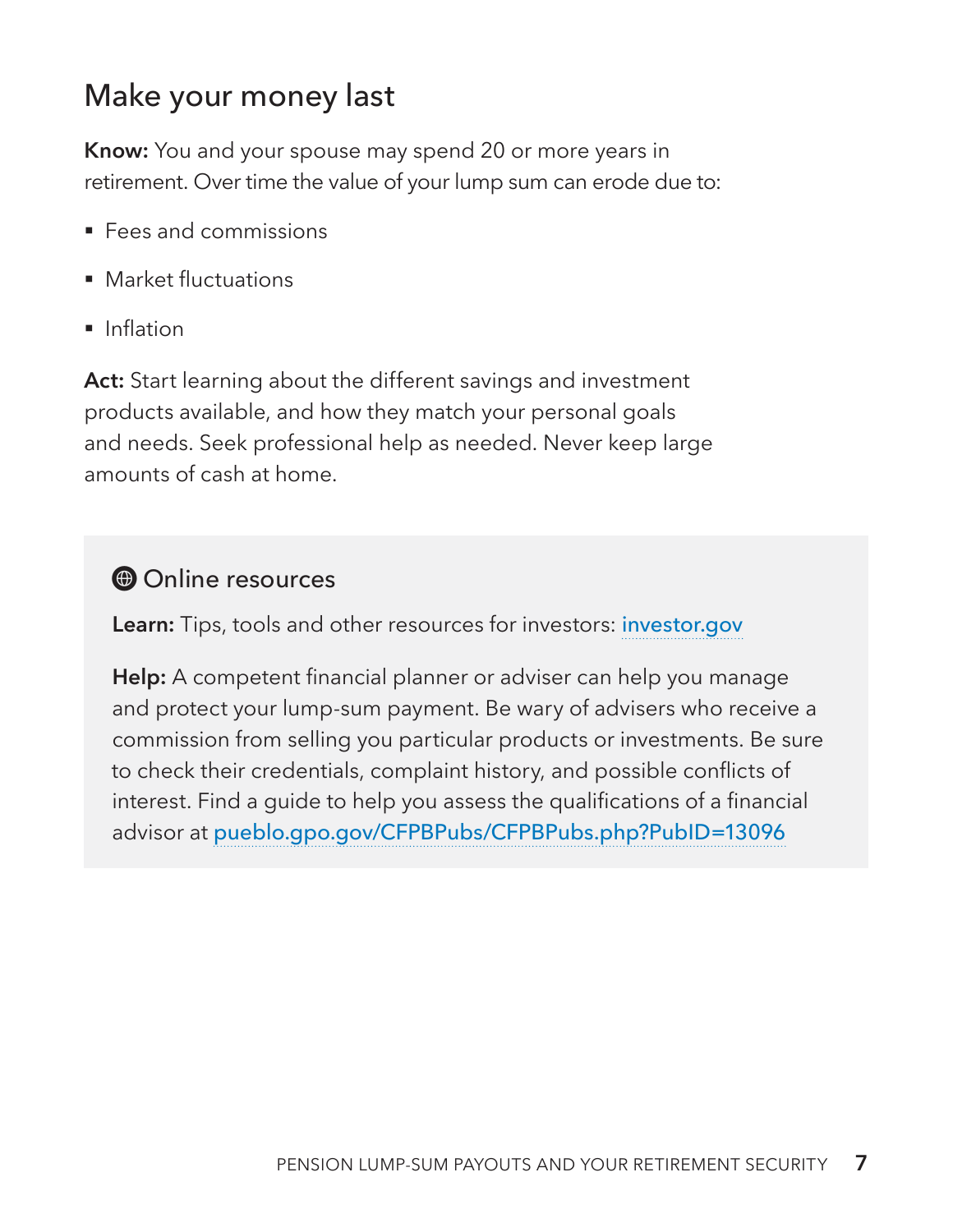## Make your money last

**Know:** You and your spouse may spend 20 or more years in retirement. Over time the value of your lump sum can erode due to:

- Fees and commissions
- Market fluctuations
- Inflation

**Act:** Start learning about the different savings and investment products available, and how they match your personal goals and needs. Seek professional help as needed. Never keep large amounts of cash at home.

### Online resources

**Learn:** Tips, tools and other resources for investors: investor.gov

**Help:** A competent financial planner or adviser can help you manage and protect your lump-sum payment. Be wary of advisers who receive a commission from selling you particular products or investments. Be sure to check their credentials, complaint history, and possible conflicts of interest. Find a guide to help you assess the qualifications of a financial advisor at pueblo.gpo.gov/CFPBPubs/CFPBPubs.php?PubID=13096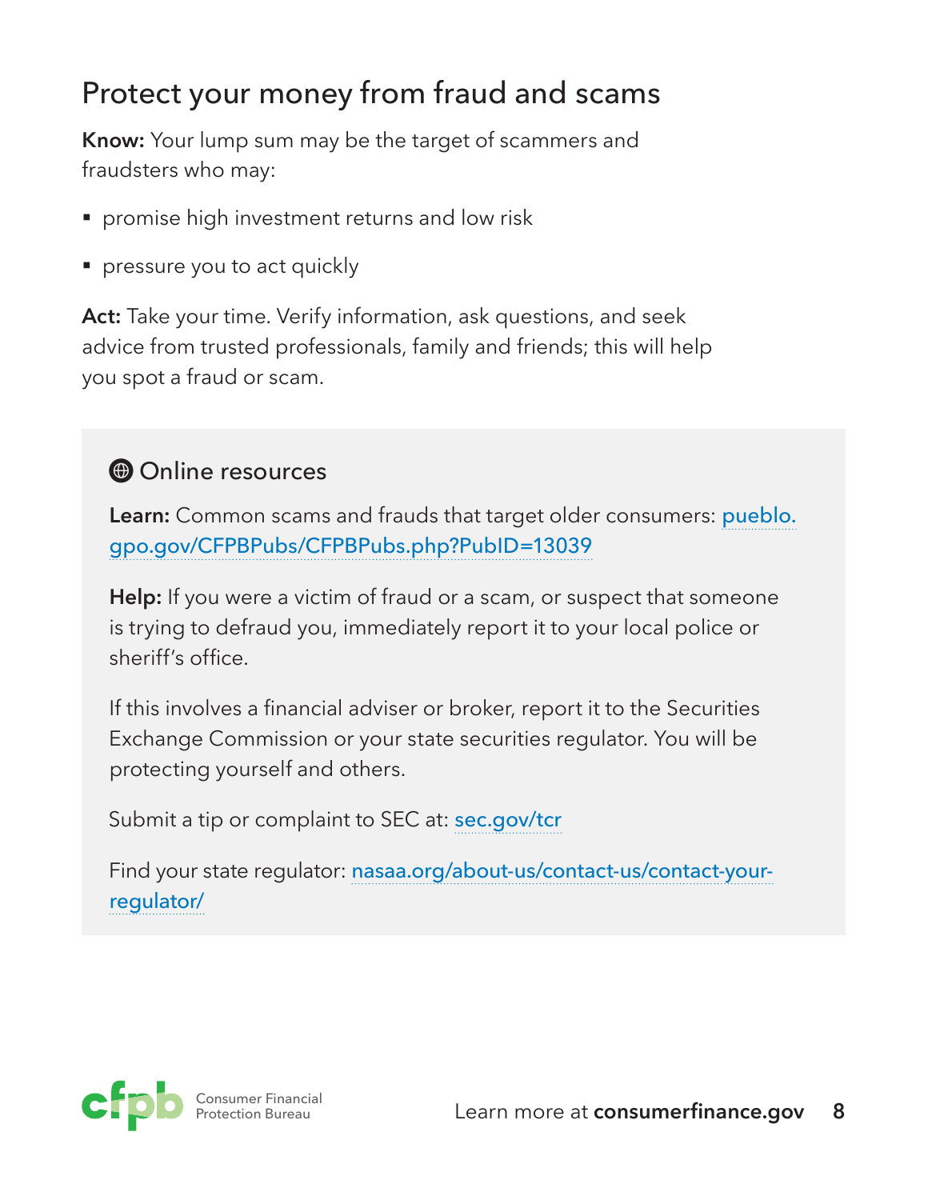## Protect your money from fraud and scams

**Know:** Your lump sum may be the target of scammers and fraudsters who may:

- promise high investment returns and low risk
- pressure you to act quickly

**Act:** Take your time. Verify information, ask questions, and seek advice from trusted professionals, family and friends; this will help you spot a fraud or scam.

### Online resources

**Learn:** Common scams and frauds that target older consumers: pueblo.gpo.gov/CFPBPubs/CFPBPubs.php?PubID=13039

**Help:** If you were a victim of fraud or a scam, or suspect that someone is trying to defraud you, immediately report it to your local police or sheriff's office.

If this involves a financial adviser or broker, report it to the Securities Exchange Commission or your state securities regulator. You will be protecting yourself and others.

Submit a tip or complaint to SEC at: sec.gov/tcr

Find your state regulator: nasaa.org/about-us/contact-us/contact-your-regulator/